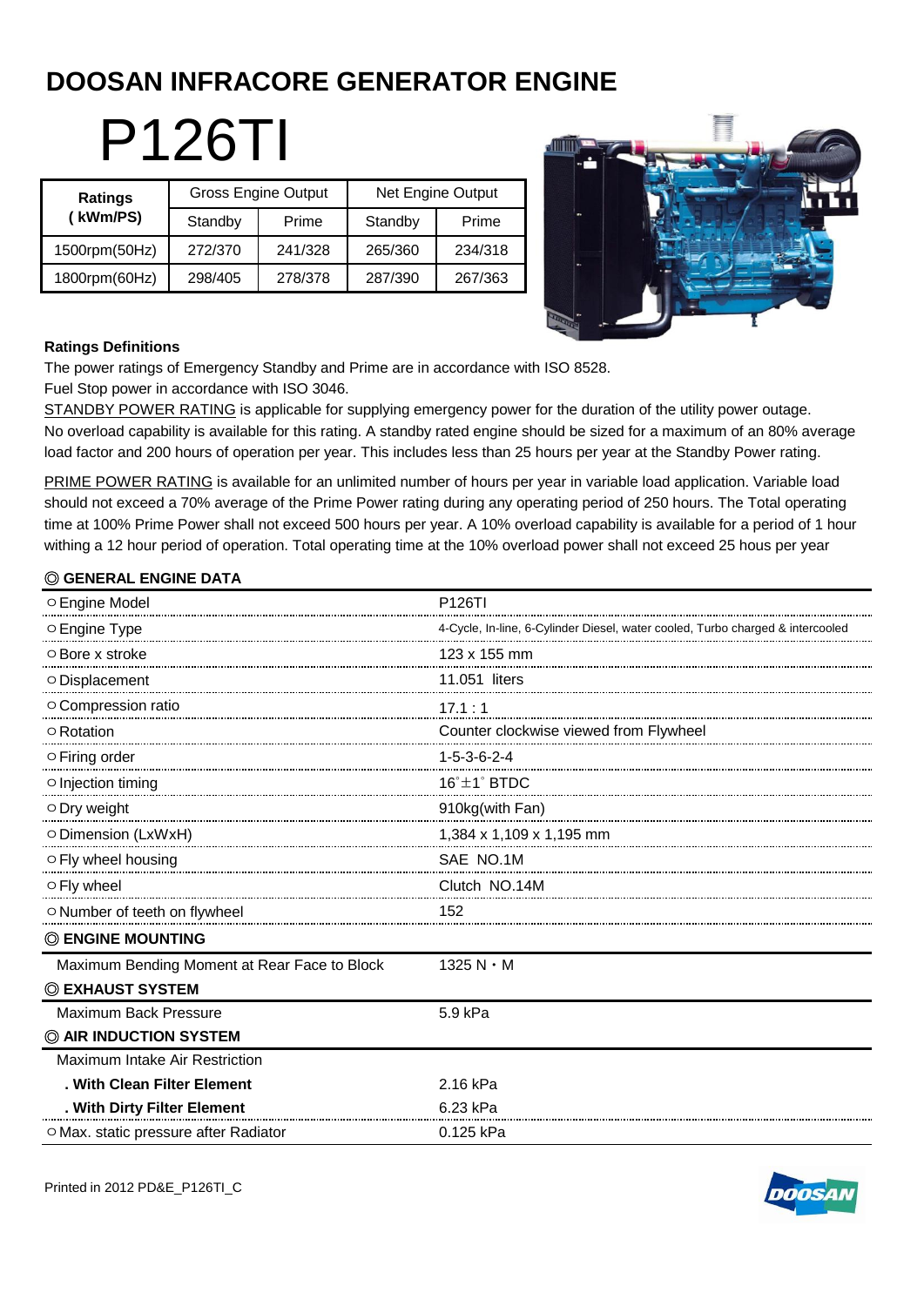# DOOSAN INFRACORE GENERATOR ENGINE

# P126TI

| Ratings (kWm/PS) | Gross Engine Output | | Net Engine Output | |
|---|---|---|---|---|
| | Standby | Prime | Standby | Prime |
| 1500rpm(50Hz) | 272/370 | 241/328 | 265/360 | 234/318 |
| 1800rpm(60Hz) | 298/405 | 278/378 | 287/390 | 267/363 |

**Ratings Definitions**

The power ratings of Emergency Standby and Prime are in accordance with ISO 8528.
Fuel Stop power in accordance with ISO 3046.
STANDBY POWER RATING is applicable for supplying emergency power for the duration of the utility power outage. No overload capability is available for this rating. A standby rated engine should be sized for a maximum of an 80% average load factor and 200 hours of operation per year. This includes less than 25 hours per year at the Standby Power rating.

PRIME POWER RATING is available for an unlimited number of hours per year in variable load application. Variable load should not exceed a 70% average of the Prime Power rating during any operating period of 250 hours. The Total operating time at 100% Prime Power shall not exceed 500 hours per year. A 10% overload capability is available for a period of 1 hour withing a 12 hour period of operation. Total operating time at the 10% overload power shall not exceed 25 hous per year

### ◎ GENERAL ENGINE DATA

| | |
|---|---|
| ○ Engine Model | P126TI |
| ○ Engine Type | 4-Cycle, In-line, 6-Cylinder Diesel, water cooled, Turbo charged & intercooled |
| ○ Bore x stroke | 123 x 155 mm |
| ○ Displacement | 11.051 liters |
| ○ Compression ratio | 17.1 : 1 |
| ○ Rotation | Counter clockwise viewed from Flywheel |
| ○ Firing order | 1-5-3-6-2-4 |
| ○ Injection timing | 16˚±1˚ BTDC |
| ○ Dry weight | 910kg(with Fan) |
| ○ Dimension (LxWxH) | 1,384 x 1,109 x 1,195 mm |
| ○ Fly wheel housing | SAE NO.1M |
| ○ Fly wheel | Clutch NO.14M |
| ○ Number of teeth on flywheel | 152 |

### ◎ ENGINE MOUNTING

| | |
|---|---|
| Maximum Bending Moment at Rear Face to Block | 1325 N・M |

### ◎ EXHAUST SYSTEM

| | |
|---|---|
| Maximum Back Pressure | 5.9 kPa |

### ◎ AIR INDUCTION SYSTEM

| | |
|---|---|
| Maximum Intake Air Restriction | |
| **. With Clean Filter Element** | 2.16 kPa |
| **. With Dirty Filter Element** | 6.23 kPa |
| ○ Max. static pressure after Radiator | 0.125 kPa |

Printed in 2012 PD&E_P126TI_C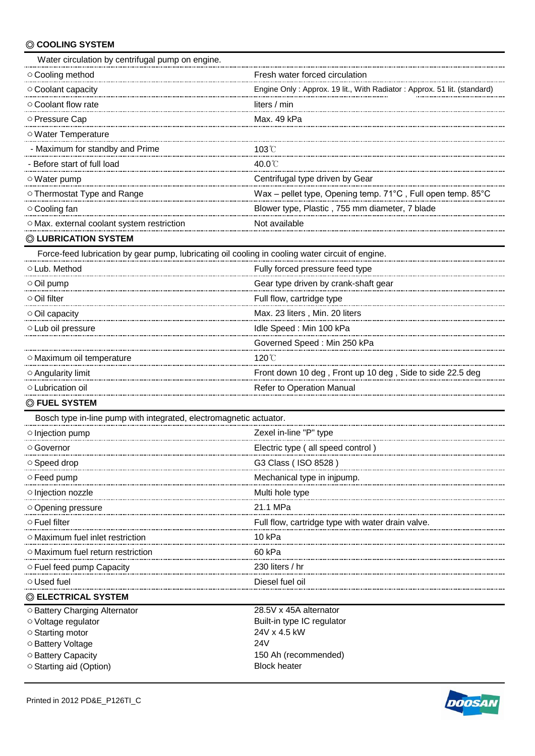## ◎ COOLING SYSTEM

Water circulation by centrifugal pump on engine.

| | |
|---|---|
| ○ Cooling method | Fresh water forced circulation |
| ○ Coolant capacity | Engine Only : Approx. 19 lit., With Radiator : Approx. 51 lit. (standard) |
| ○ Coolant flow rate | liters / min |
| ○ Pressure Cap | Max. 49 kPa |
| ○ Water Temperature | |
| - Maximum for standby and Prime | 103℃ |
| - Before start of full load | 40.0℃ |
| ○ Water pump | Centrifugal type driven by Gear |
| ○ Thermostat Type and Range | Wax – pellet type, Opening temp. 71°C , Full open temp. 85°C |
| ○ Cooling fan | Blower type, Plastic , 755 mm diameter, 7 blade |
| ○ Max. external coolant system restriction | Not available |

## ◎ LUBRICATION SYSTEM

Force-feed lubrication by gear pump, lubricating oil cooling in cooling water circuit of engine.

| | |
|---|---|
| ○ Lub. Method | Fully forced pressure feed type |
| ○ Oil pump | Gear type driven by crank-shaft gear |
| ○ Oil filter | Full flow, cartridge type |
| ○ Oil capacity | Max. 23 liters , Min. 20 liters |
| ○ Lub oil pressure | Idle Speed : Min 100 kPa |
| | Governed Speed : Min 250 kPa |
| ○ Maximum oil temperature | 120℃ |
| ○ Angularity limit | Front down 10 deg , Front up 10 deg , Side to side 22.5 deg |
| ○ Lubrication oil | Refer to Operation Manual |

## ◎ FUEL SYSTEM

Bosch type in-line pump with integrated, electromagnetic actuator.

| | |
|---|---|
| ○ Injection pump | Zexel in-line "P" type |
| ○ Governor | Electric type ( all speed control ) |
| ○ Speed drop | G3 Class ( ISO 8528 ) |
| ○ Feed pump | Mechanical type in injpump. |
| ○ Injection nozzle | Multi hole type |
| ○ Opening pressure | 21.1 MPa |
| ○ Fuel filter | Full flow, cartridge type with water drain valve. |
| ○ Maximum fuel inlet restriction | 10 kPa |
| ○ Maximum fuel return restriction | 60 kPa |
| ○ Fuel feed pump Capacity | 230 liters / hr |
| ○ Used fuel | Diesel fuel oil |

## ◎ ELECTRICAL SYSTEM

| | |
|---|---|
| ○ Battery Charging Alternator | 28.5V x 45A alternator |
| ○ Voltage regulator | Built-in type IC regulator |
| ○ Starting motor | 24V x 4.5 kW |
| ○ Battery Voltage | 24V |
| ○ Battery Capacity | 150 Ah (recommended) |
| ○ Starting aid (Option) | Block heater |

Printed in 2012 PD&E_P126TI_C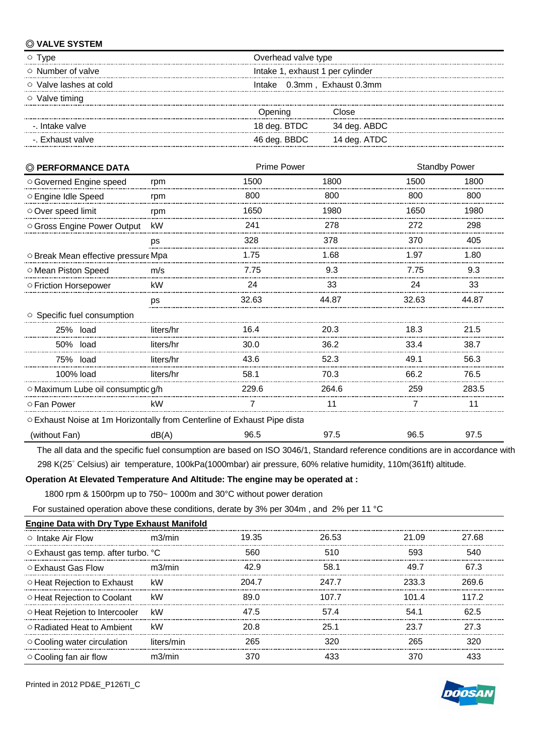## ◎ VALVE SYSTEM

| | | |
|---|---|---|
| ○ Type | Overhead valve type | |
| ○ Number of valve | Intake 1, exhaust 1 per cylinder | |
| ○ Valve lashes at cold | Intake 0.3mm , Exhaust 0.3mm | |
| ○ Valve timing | | |
| | Opening | Close |
| -. Intake valve | 18 deg. BTDC | 34 deg. ABDC |
| -. Exhaust valve | 46 deg. BBDC | 14 deg. ATDC |

## ◎ PERFORMANCE DATA

| | | Prime Power | | Standby Power | |
|---|---|---|---|---|---|
| ○ Governed Engine speed | rpm | 1500 | 1800 | 1500 | 1800 |
| ○ Engine Idle Speed | rpm | 800 | 800 | 800 | 800 |
| ○ Over speed limit | rpm | 1650 | 1980 | 1650 | 1980 |
| ○ Gross Engine Power Output | kW | 241 | 278 | 272 | 298 |
| | ps | 328 | 378 | 370 | 405 |
| ○ Break Mean effective pressure | Mpa | 1.75 | 1.68 | 1.97 | 1.80 |
| ○ Mean Piston Speed | m/s | 7.75 | 9.3 | 7.75 | 9.3 |
| ○ Friction Horsepower | kW | 24 | 33 | 24 | 33 |
| | ps | 32.63 | 44.87 | 32.63 | 44.87 |
| ○ Specific fuel consumption | | | | | |
| 25% load | liters/hr | 16.4 | 20.3 | 18.3 | 21.5 |
| 50% load | liters/hr | 30.0 | 36.2 | 33.4 | 38.7 |
| 75% load | liters/hr | 43.6 | 52.3 | 49.1 | 56.3 |
| 100% load | liters/hr | 58.1 | 70.3 | 66.2 | 76.5 |
| ○ Maximum Lube oil consumptic | g/h | 229.6 | 264.6 | 259 | 283.5 |
| ○ Fan Power | kW | 7 | 11 | 7 | 11 |
| ○ Exhaust Noise at 1m Horizontally from Centerline of Exhaust Pipe dista | | | | | |
| (without Fan) | dB(A) | 96.5 | 97.5 | 96.5 | 97.5 |

The all data and the specific fuel consumption are based on ISO 3046/1, Standard reference conditions are in accordance with 298 K(25° Celsius) air temperature, 100kPa(1000mbar) air pressure, 60% relative humidity, 110m(361ft) altitude.

**Operation At Elevated Temperature And Altitude: The engine may be operated at :**

1800 rpm & 1500rpm up to 750~ 1000m and 30°C without power deration

For sustained operation above these conditions, derate by 3% per 304m , and 2% per 11 °C

**Engine Data with Dry Type Exhaust Manifold**

| | | | | | |
|---|---|---|---|---|---|
| ○ Intake Air Flow | m3/min | 19.35 | 26.53 | 21.09 | 27.68 |
| ○ Exhaust gas temp. after turbo. | °C | 560 | 510 | 593 | 540 |
| ○ Exhaust Gas Flow | m3/min | 42.9 | 58.1 | 49.7 | 67.3 |
| ○ Heat Rejection to Exhaust | kW | 204.7 | 247.7 | 233.3 | 269.6 |
| ○ Heat Rejection to Coolant | kW | 89.0 | 107.7 | 101.4 | 117.2 |
| ○ Heat Rejetion to Intercooler | kW | 47.5 | 57.4 | 54.1 | 62.5 |
| ○ Radiated Heat to Ambient | kW | 20.8 | 25.1 | 23.7 | 27.3 |
| ○ Cooling water circulation | liters/min | 265 | 320 | 265 | 320 |
| ○ Cooling fan air flow | m3/min | 370 | 433 | 370 | 433 |

Printed in 2012 PD&E_P126TI_C

DOOSAN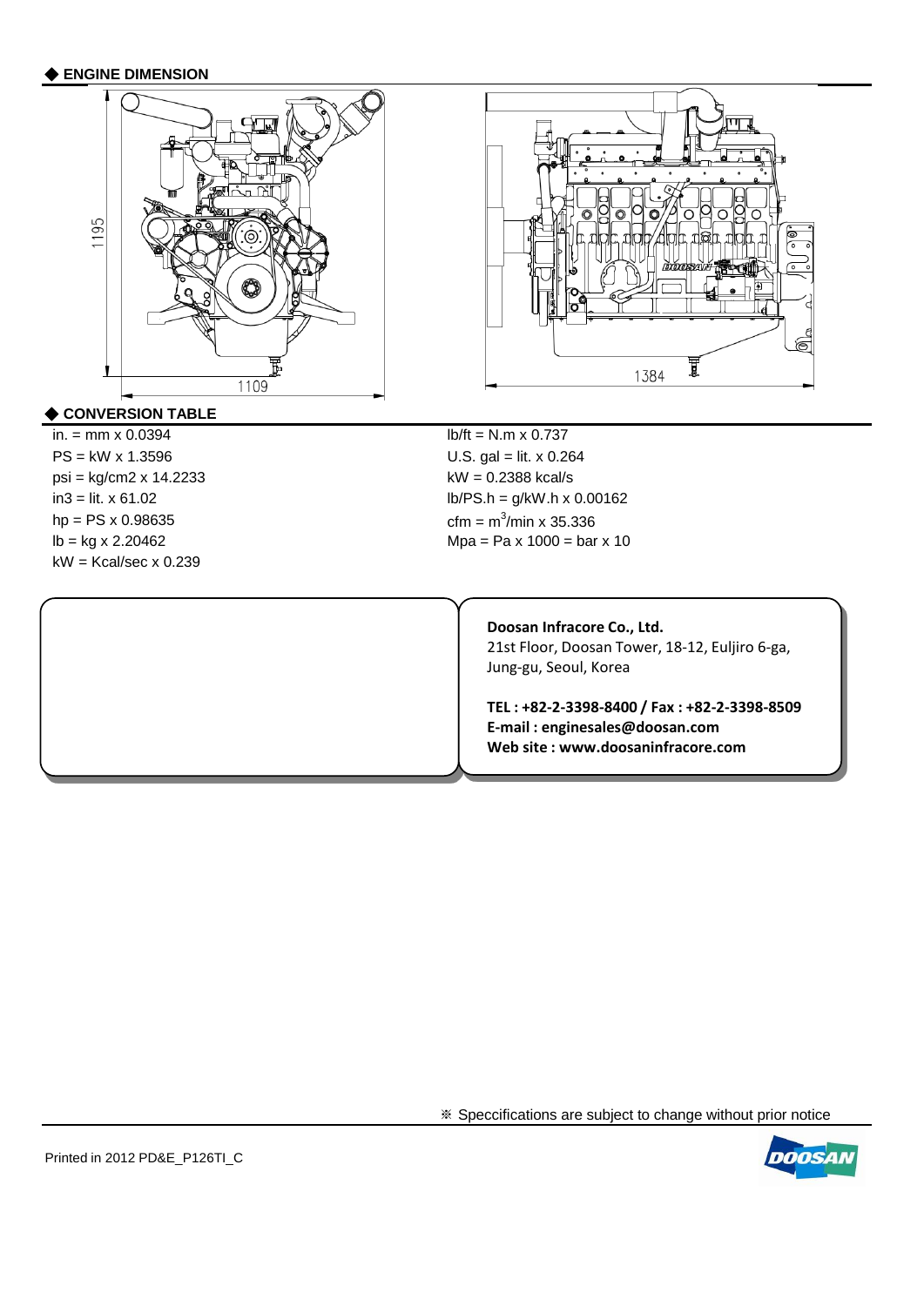## ◆ ENGINE DIMENSION

1195

1109

1384

## ◆ CONVERSION TABLE

in. = mm x 0.0394
PS = kW x 1.3596
psi = kg/cm2 x 14.2233
in3 = lit. x 61.02
hp = PS x 0.98635
lb = kg x 2.20462
kW = Kcal/sec x 0.239

lb/ft = N.m x 0.737
U.S. gal = lit. x 0.264
kW = 0.2388 kcal/s
lb/PS.h = g/kW.h x 0.00162
cfm = $m^3$/min x 35.336
Mpa = Pa x 1000 = bar x 10

**Doosan Infracore Co., Ltd.**
21st Floor, Doosan Tower, 18-12, Euljiro 6-ga, Jung-gu, Seoul, Korea

**TEL : +82-2-3398-8400 / Fax : +82-2-3398-8509**
**E-mail : enginesales@doosan.com**
**Web site : www.doosaninfracore.com**

※ Speccifications are subject to change without prior notice

Printed in 2012 PD&E_P126TI_C